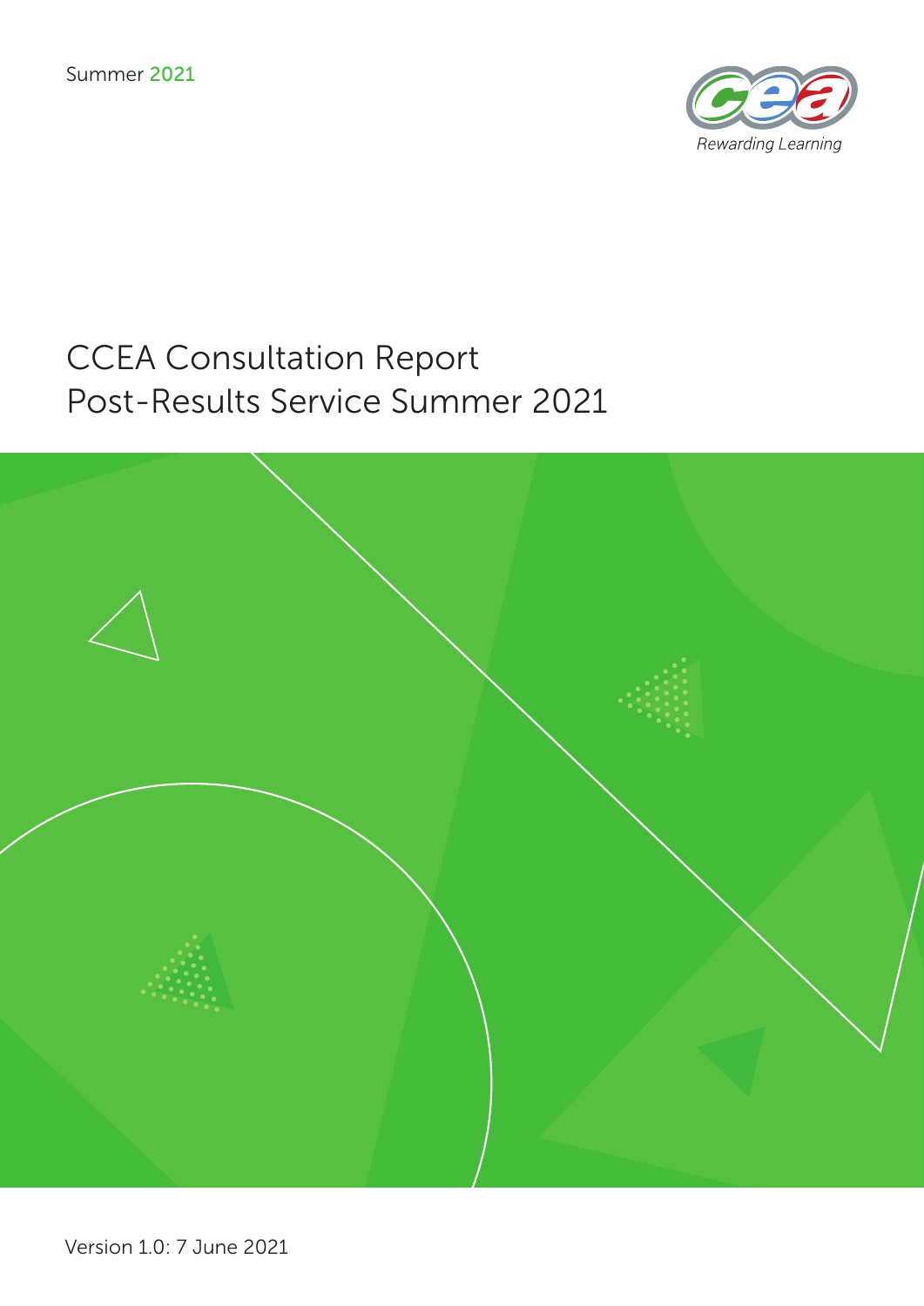Summer 2021

Rewarding Learning

# CCEA Consultation Report Post-Results Service Summer 2021

Version 1.0: 7 June 2021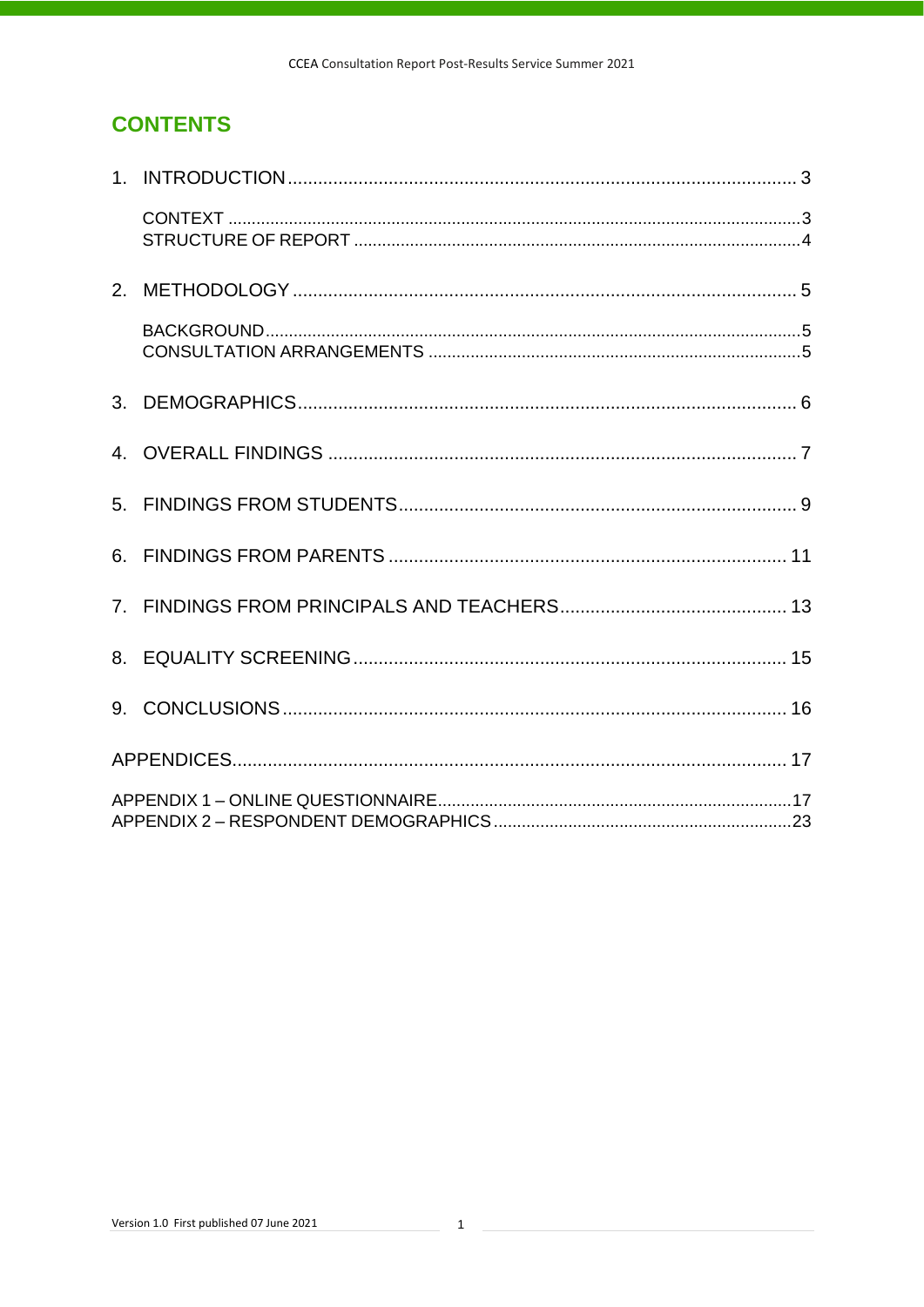## CONTENTS

1. INTRODUCTION .................................................................................................... 3
    - CONTEXT .......................................................................................................... 3
    - STRUCTURE OF REPORT ................................................................................ 4
2. METHODOLOGY .................................................................................................. 5
    - BACKGROUND ................................................................................................... 5
    - CONSULTATION ARRANGEMENTS ................................................................ 5
3. DEMOGRAPHICS ................................................................................................. 6
4. OVERALL FINDINGS ........................................................................................... 7
5. FINDINGS FROM STUDENTS .............................................................................. 9
6. FINDINGS FROM PARENTS .............................................................................. 11
7. FINDINGS FROM PRINCIPALS AND TEACHERS ............................................ 13
8. EQUALITY SCREENING .................................................................................... 15
9. CONCLUSIONS .................................................................................................. 16

APPENDICES ........................................................................................................... 17

- APPENDIX 1 – ONLINE QUESTIONNAIRE ........................................................... 17
- APPENDIX 2 – RESPONDENT DEMOGRAPHICS ................................................. 23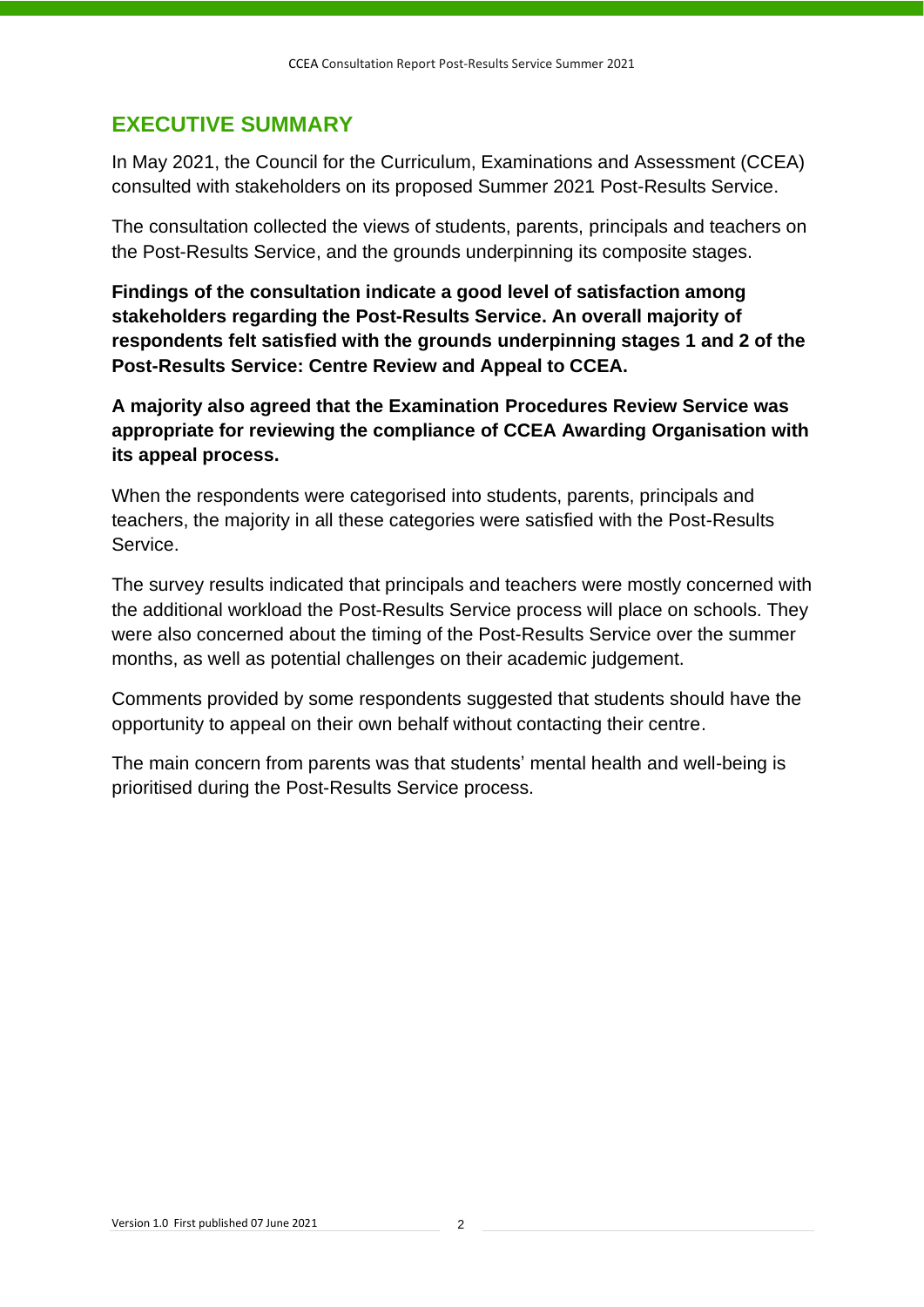## EXECUTIVE SUMMARY

In May 2021, the Council for the Curriculum, Examinations and Assessment (CCEA) consulted with stakeholders on its proposed Summer 2021 Post-Results Service.

The consultation collected the views of students, parents, principals and teachers on the Post-Results Service, and the grounds underpinning its composite stages.

**Findings of the consultation indicate a good level of satisfaction among stakeholders regarding the Post-Results Service. An overall majority of respondents felt satisfied with the grounds underpinning stages 1 and 2 of the Post-Results Service: Centre Review and Appeal to CCEA.**

**A majority also agreed that the Examination Procedures Review Service was appropriate for reviewing the compliance of CCEA Awarding Organisation with its appeal process.**

When the respondents were categorised into students, parents, principals and teachers, the majority in all these categories were satisfied with the Post-Results Service.

The survey results indicated that principals and teachers were mostly concerned with the additional workload the Post-Results Service process will place on schools. They were also concerned about the timing of the Post-Results Service over the summer months, as well as potential challenges on their academic judgement.

Comments provided by some respondents suggested that students should have the opportunity to appeal on their own behalf without contacting their centre.

The main concern from parents was that students' mental health and well-being is prioritised during the Post-Results Service process.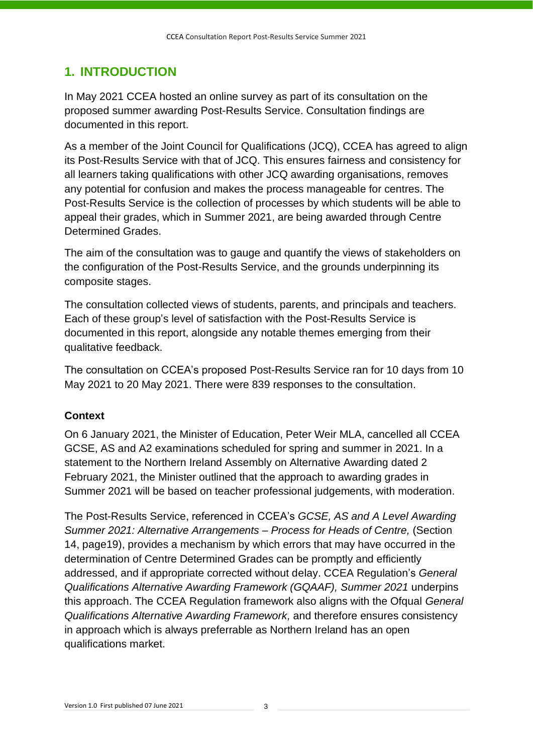## 1. INTRODUCTION

In May 2021 CCEA hosted an online survey as part of its consultation on the proposed summer awarding Post-Results Service. Consultation findings are documented in this report.

As a member of the Joint Council for Qualifications (JCQ), CCEA has agreed to align its Post-Results Service with that of JCQ. This ensures fairness and consistency for all learners taking qualifications with other JCQ awarding organisations, removes any potential for confusion and makes the process manageable for centres. The Post-Results Service is the collection of processes by which students will be able to appeal their grades, which in Summer 2021, are being awarded through Centre Determined Grades.

The aim of the consultation was to gauge and quantify the views of stakeholders on the configuration of the Post-Results Service, and the grounds underpinning its composite stages.

The consultation collected views of students, parents, and principals and teachers. Each of these group's level of satisfaction with the Post-Results Service is documented in this report, alongside any notable themes emerging from their qualitative feedback.

The consultation on CCEA's proposed Post-Results Service ran for 10 days from 10 May 2021 to 20 May 2021. There were 839 responses to the consultation.

**Context**

On 6 January 2021, the Minister of Education, Peter Weir MLA, cancelled all CCEA GCSE, AS and A2 examinations scheduled for spring and summer in 2021. In a statement to the Northern Ireland Assembly on Alternative Awarding dated 2 February 2021, the Minister outlined that the approach to awarding grades in Summer 2021 will be based on teacher professional judgements, with moderation.

The Post-Results Service, referenced in CCEA's *GCSE, AS and A Level Awarding Summer 2021: Alternative Arrangements – Process for Heads of Centre,* (Section 14, page19), provides a mechanism by which errors that may have occurred in the determination of Centre Determined Grades can be promptly and efficiently addressed, and if appropriate corrected without delay. CCEA Regulation's *General Qualifications Alternative Awarding Framework (GQAAF), Summer 2021* underpins this approach. The CCEA Regulation framework also aligns with the Ofqual *General Qualifications Alternative Awarding Framework,* and therefore ensures consistency in approach which is always preferrable as Northern Ireland has an open qualifications market.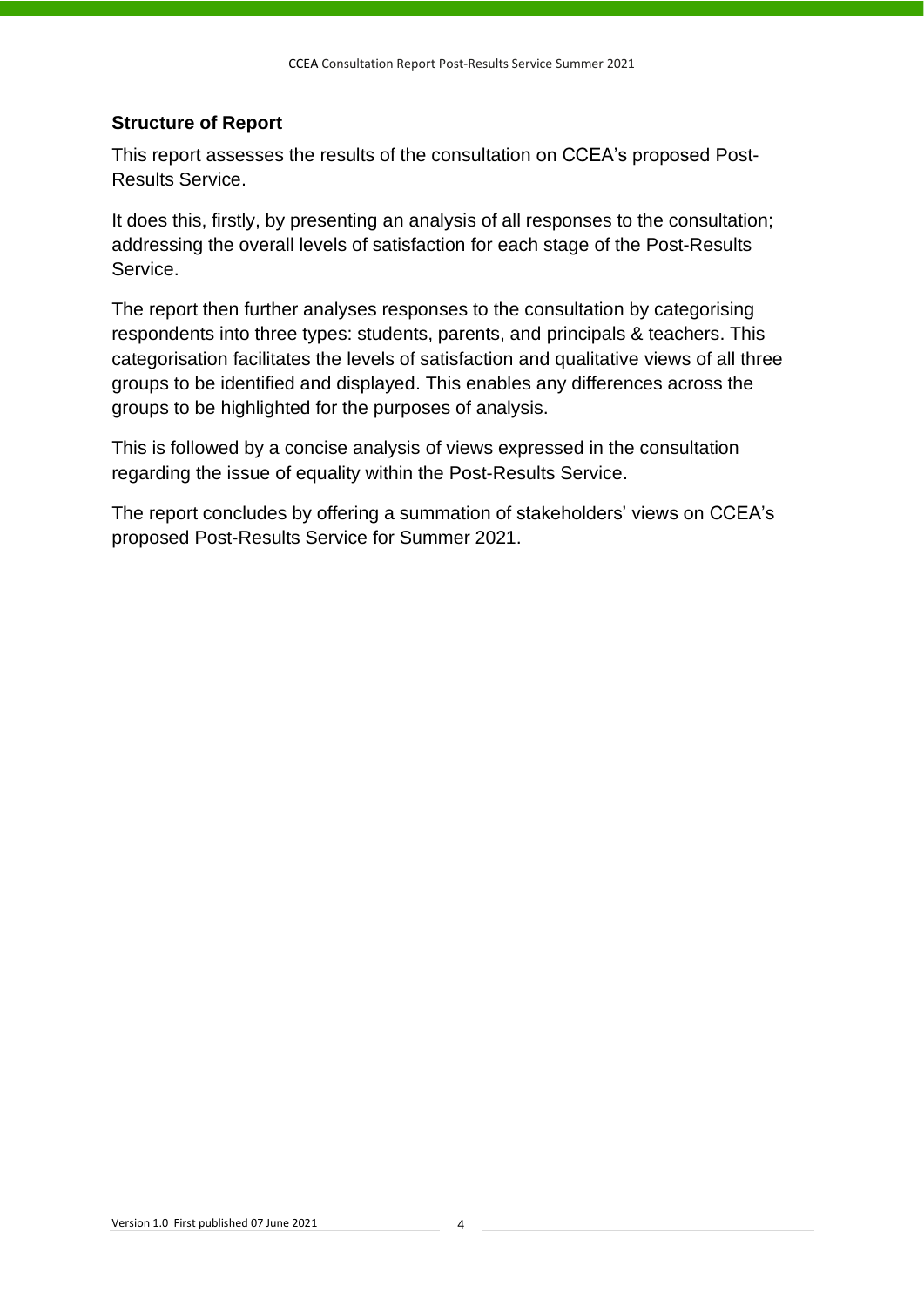## Structure of Report

This report assesses the results of the consultation on CCEA's proposed Post-Results Service.

It does this, firstly, by presenting an analysis of all responses to the consultation; addressing the overall levels of satisfaction for each stage of the Post-Results Service.

The report then further analyses responses to the consultation by categorising respondents into three types: students, parents, and principals & teachers. This categorisation facilitates the levels of satisfaction and qualitative views of all three groups to be identified and displayed. This enables any differences across the groups to be highlighted for the purposes of analysis.

This is followed by a concise analysis of views expressed in the consultation regarding the issue of equality within the Post-Results Service.

The report concludes by offering a summation of stakeholders' views on CCEA's proposed Post-Results Service for Summer 2021.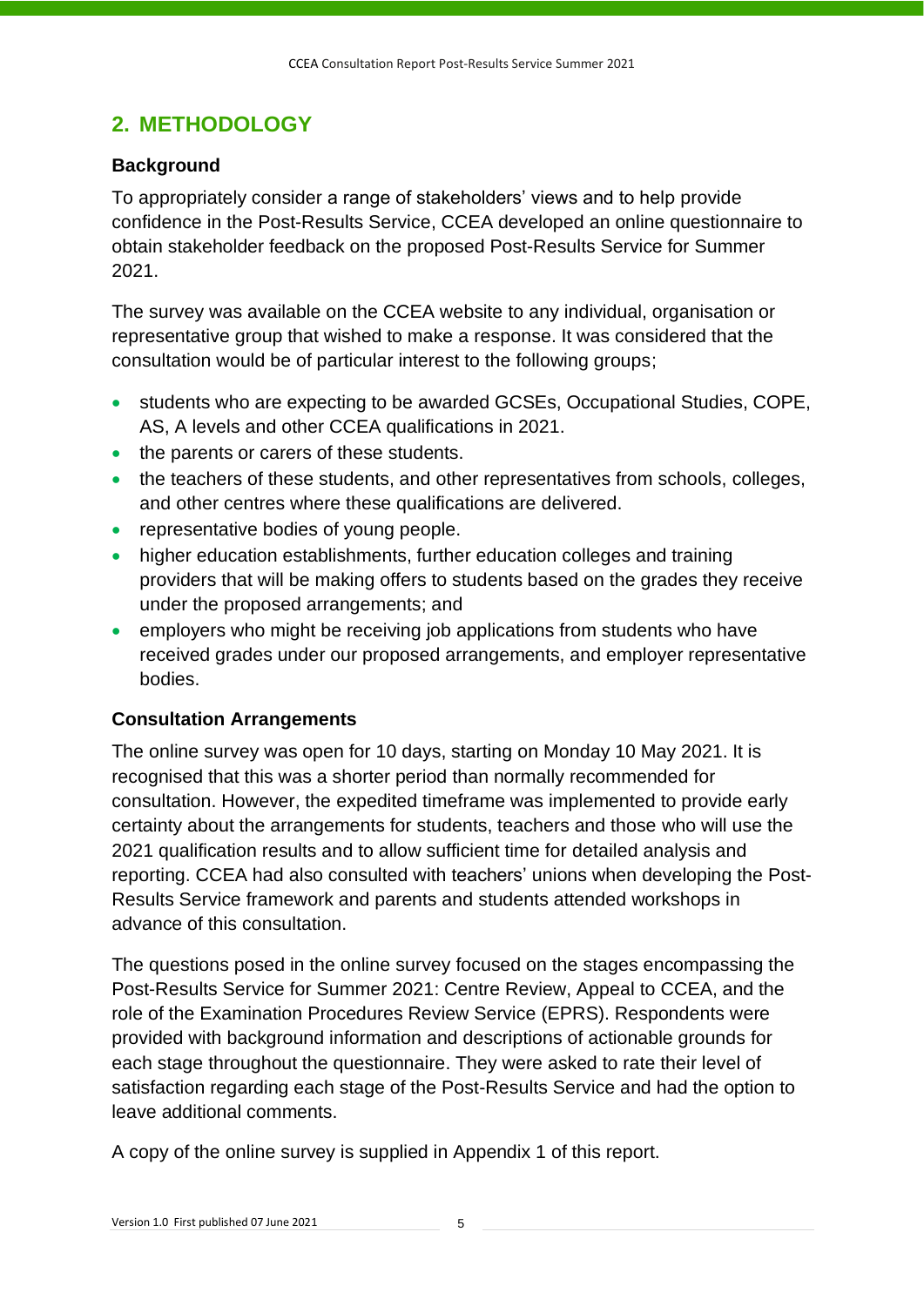## 2. METHODOLOGY

### Background

To appropriately consider a range of stakeholders' views and to help provide confidence in the Post-Results Service, CCEA developed an online questionnaire to obtain stakeholder feedback on the proposed Post-Results Service for Summer 2021.

The survey was available on the CCEA website to any individual, organisation or representative group that wished to make a response. It was considered that the consultation would be of particular interest to the following groups;

- students who are expecting to be awarded GCSEs, Occupational Studies, COPE, AS, A levels and other CCEA qualifications in 2021.
- the parents or carers of these students.
- the teachers of these students, and other representatives from schools, colleges, and other centres where these qualifications are delivered.
- representative bodies of young people.
- higher education establishments, further education colleges and training providers that will be making offers to students based on the grades they receive under the proposed arrangements; and
- employers who might be receiving job applications from students who have received grades under our proposed arrangements, and employer representative bodies.

### Consultation Arrangements

The online survey was open for 10 days, starting on Monday 10 May 2021. It is recognised that this was a shorter period than normally recommended for consultation. However, the expedited timeframe was implemented to provide early certainty about the arrangements for students, teachers and those who will use the 2021 qualification results and to allow sufficient time for detailed analysis and reporting. CCEA had also consulted with teachers' unions when developing the Post-Results Service framework and parents and students attended workshops in advance of this consultation.

The questions posed in the online survey focused on the stages encompassing the Post-Results Service for Summer 2021: Centre Review, Appeal to CCEA, and the role of the Examination Procedures Review Service (EPRS). Respondents were provided with background information and descriptions of actionable grounds for each stage throughout the questionnaire. They were asked to rate their level of satisfaction regarding each stage of the Post-Results Service and had the option to leave additional comments.

A copy of the online survey is supplied in Appendix 1 of this report.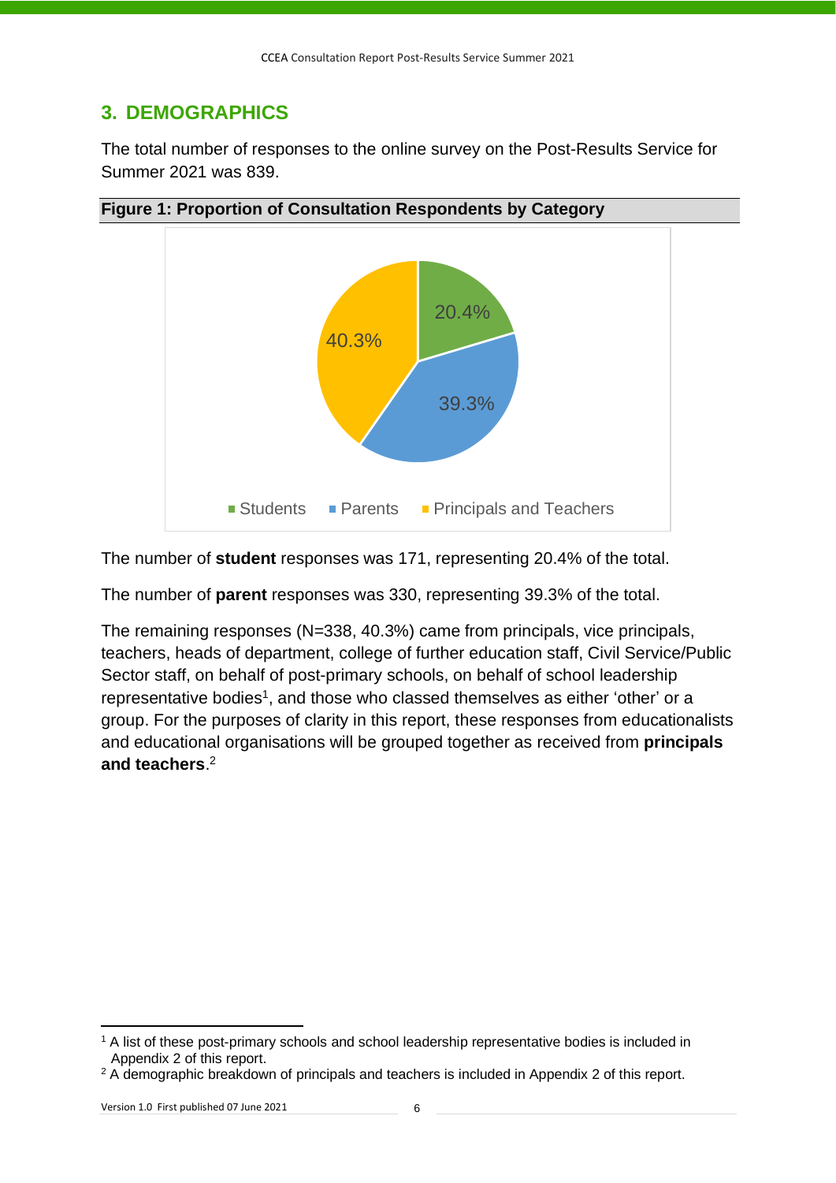## 3. DEMOGRAPHICS

The total number of responses to the online survey on the Post-Results Service for Summer 2021 was 839.

**Figure 1: Proportion of Consultation Respondents by Category**

The number of **student** responses was 171, representing 20.4% of the total.

The number of **parent** responses was 330, representing 39.3% of the total.

The remaining responses (N=338, 40.3%) came from principals, vice principals, teachers, heads of department, college of further education staff, Civil Service/Public Sector staff, on behalf of post-primary schools, on behalf of school leadership representative bodies[1], and those who classed themselves as either 'other' or a group. For the purposes of clarity in this report, these responses from educationalists and educational organisations will be grouped together as received from **principals and teachers**.[2]

[1] A list of these post-primary schools and school leadership representative bodies is included in Appendix 2 of this report.

[2] A demographic breakdown of principals and teachers is included in Appendix 2 of this report.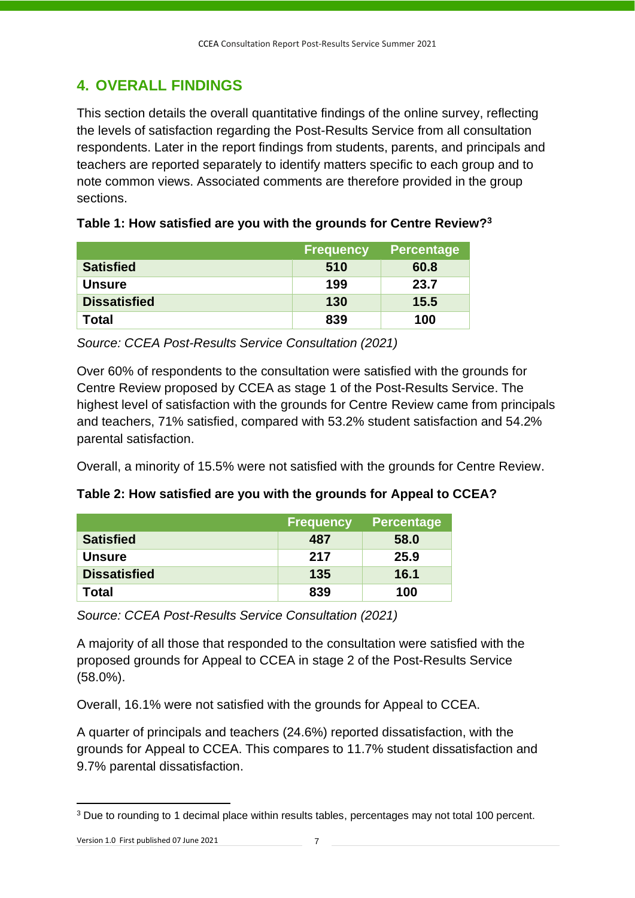## 4. OVERALL FINDINGS

This section details the overall quantitative findings of the online survey, reflecting the levels of satisfaction regarding the Post-Results Service from all consultation respondents. Later in the report findings from students, parents, and principals and teachers are reported separately to identify matters specific to each group and to note common views. Associated comments are therefore provided in the group sections.

**Table 1: How satisfied are you with the grounds for Centre Review?[3]**

| | Frequency | Percentage |
|---|---|---|
| **Satisfied** | 510 | 60.8 |
| **Unsure** | 199 | 23.7 |
| **Dissatisfied** | 130 | 15.5 |
| **Total** | 839 | 100 |

*Source: CCEA Post-Results Service Consultation (2021)*

Over 60% of respondents to the consultation were satisfied with the grounds for Centre Review proposed by CCEA as stage 1 of the Post-Results Service. The highest level of satisfaction with the grounds for Centre Review came from principals and teachers, 71% satisfied, compared with 53.2% student satisfaction and 54.2% parental satisfaction.

Overall, a minority of 15.5% were not satisfied with the grounds for Centre Review.

**Table 2: How satisfied are you with the grounds for Appeal to CCEA?**

| | Frequency | Percentage |
|---|---|---|
| **Satisfied** | 487 | 58.0 |
| **Unsure** | 217 | 25.9 |
| **Dissatisfied** | 135 | 16.1 |
| **Total** | 839 | 100 |

*Source: CCEA Post-Results Service Consultation (2021)*

A majority of all those that responded to the consultation were satisfied with the proposed grounds for Appeal to CCEA in stage 2 of the Post-Results Service (58.0%).

Overall, 16.1% were not satisfied with the grounds for Appeal to CCEA.

A quarter of principals and teachers (24.6%) reported dissatisfaction, with the grounds for Appeal to CCEA. This compares to 11.7% student dissatisfaction and 9.7% parental dissatisfaction.

---

[3] Due to rounding to 1 decimal place within results tables, percentages may not total 100 percent.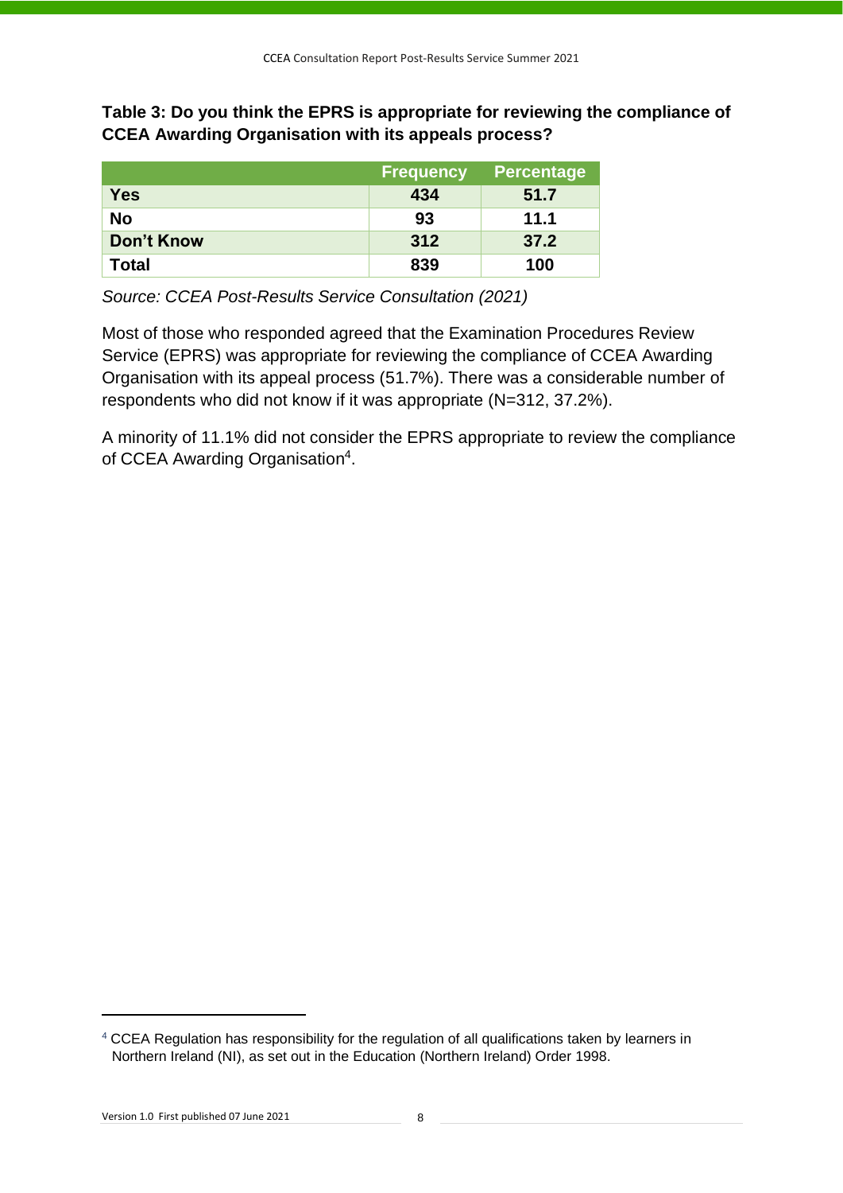**Table 3: Do you think the EPRS is appropriate for reviewing the compliance of CCEA Awarding Organisation with its appeals process?**

| | Frequency | Percentage |
|---|---|---|
| **Yes** | **434** | **51.7** |
| **No** | **93** | **11.1** |
| **Don't Know** | **312** | **37.2** |
| **Total** | **839** | **100** |

*Source: CCEA Post-Results Service Consultation (2021)*

Most of those who responded agreed that the Examination Procedures Review Service (EPRS) was appropriate for reviewing the compliance of CCEA Awarding Organisation with its appeal process (51.7%). There was a considerable number of respondents who did not know if it was appropriate (N=312, 37.2%).

A minority of 11.1% did not consider the EPRS appropriate to review the compliance of CCEA Awarding Organisation[4].

[4] CCEA Regulation has responsibility for the regulation of all qualifications taken by learners in Northern Ireland (NI), as set out in the Education (Northern Ireland) Order 1998.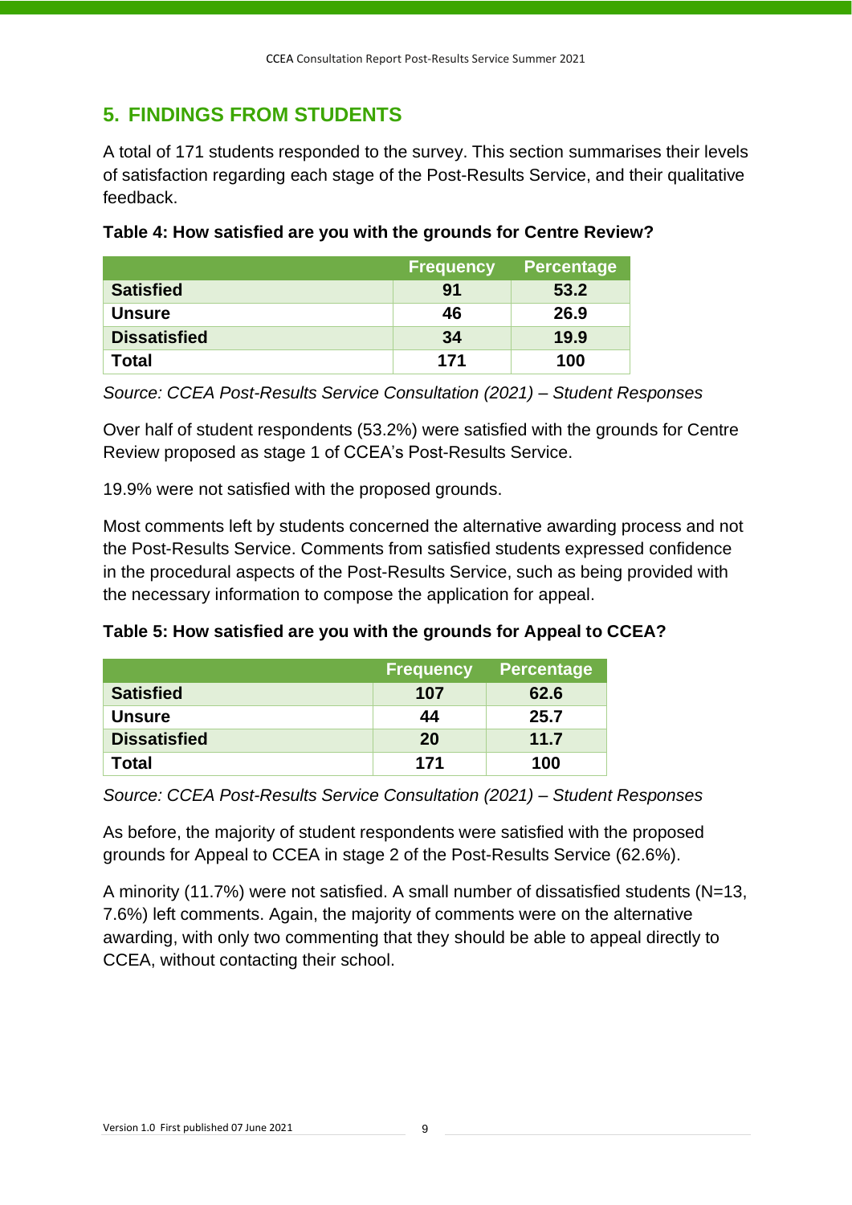## 5. FINDINGS FROM STUDENTS

A total of 171 students responded to the survey. This section summarises their levels of satisfaction regarding each stage of the Post-Results Service, and their qualitative feedback.

**Table 4: How satisfied are you with the grounds for Centre Review?**

| | Frequency | Percentage |
|---|---|---|
| **Satisfied** | **91** | **53.2** |
| **Unsure** | **46** | **26.9** |
| **Dissatisfied** | **34** | **19.9** |
| **Total** | **171** | **100** |

*Source: CCEA Post-Results Service Consultation (2021) – Student Responses*

Over half of student respondents (53.2%) were satisfied with the grounds for Centre Review proposed as stage 1 of CCEA's Post-Results Service.

19.9% were not satisfied with the proposed grounds.

Most comments left by students concerned the alternative awarding process and not the Post-Results Service. Comments from satisfied students expressed confidence in the procedural aspects of the Post-Results Service, such as being provided with the necessary information to compose the application for appeal.

**Table 5: How satisfied are you with the grounds for Appeal to CCEA?**

| | Frequency | Percentage |
|---|---|---|
| **Satisfied** | **107** | **62.6** |
| **Unsure** | **44** | **25.7** |
| **Dissatisfied** | **20** | **11.7** |
| **Total** | **171** | **100** |

*Source: CCEA Post-Results Service Consultation (2021) – Student Responses*

As before, the majority of student respondents were satisfied with the proposed grounds for Appeal to CCEA in stage 2 of the Post-Results Service (62.6%).

A minority (11.7%) were not satisfied. A small number of dissatisfied students (N=13, 7.6%) left comments. Again, the majority of comments were on the alternative awarding, with only two commenting that they should be able to appeal directly to CCEA, without contacting their school.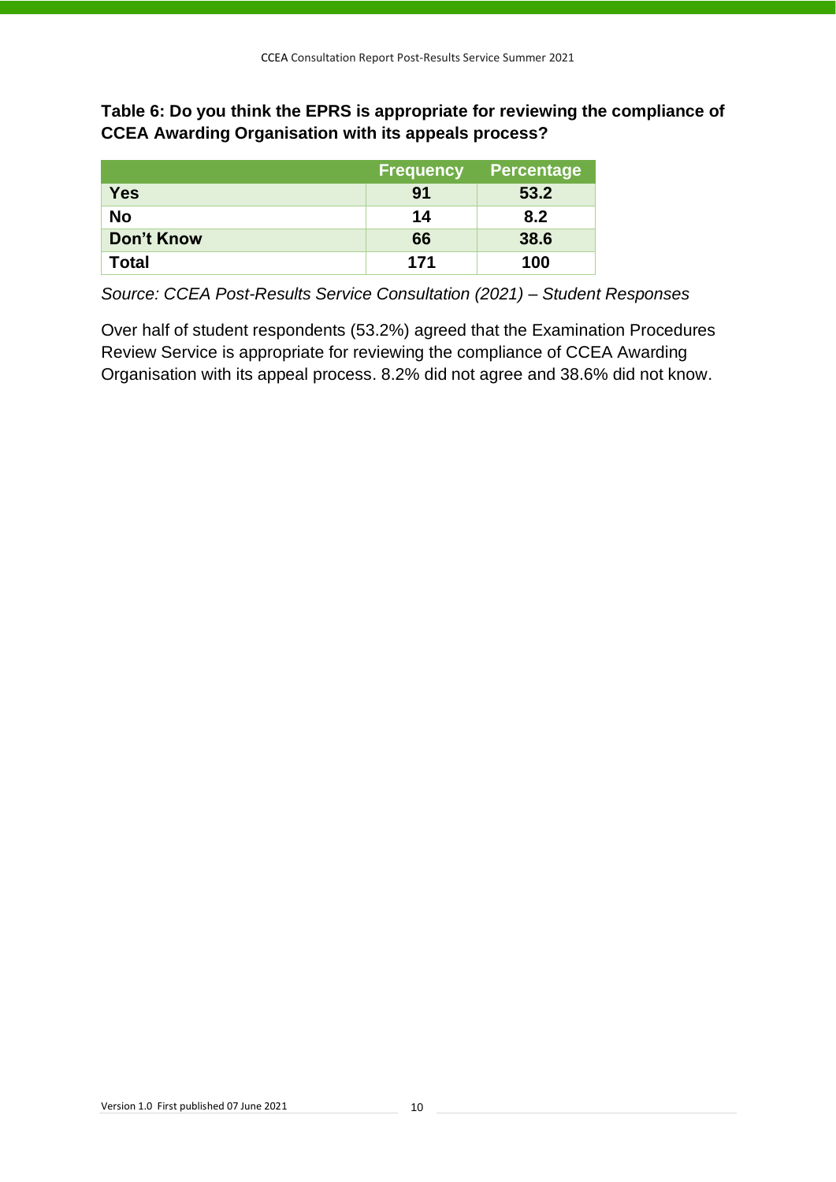**Table 6: Do you think the EPRS is appropriate for reviewing the compliance of CCEA Awarding Organisation with its appeals process?**

| | Frequency | Percentage |
|---|---|---|
| **Yes** | **91** | **53.2** |
| **No** | **14** | **8.2** |
| **Don't Know** | **66** | **38.6** |
| **Total** | **171** | **100** |

*Source: CCEA Post-Results Service Consultation (2021) – Student Responses*

Over half of student respondents (53.2%) agreed that the Examination Procedures Review Service is appropriate for reviewing the compliance of CCEA Awarding Organisation with its appeal process. 8.2% did not agree and 38.6% did not know.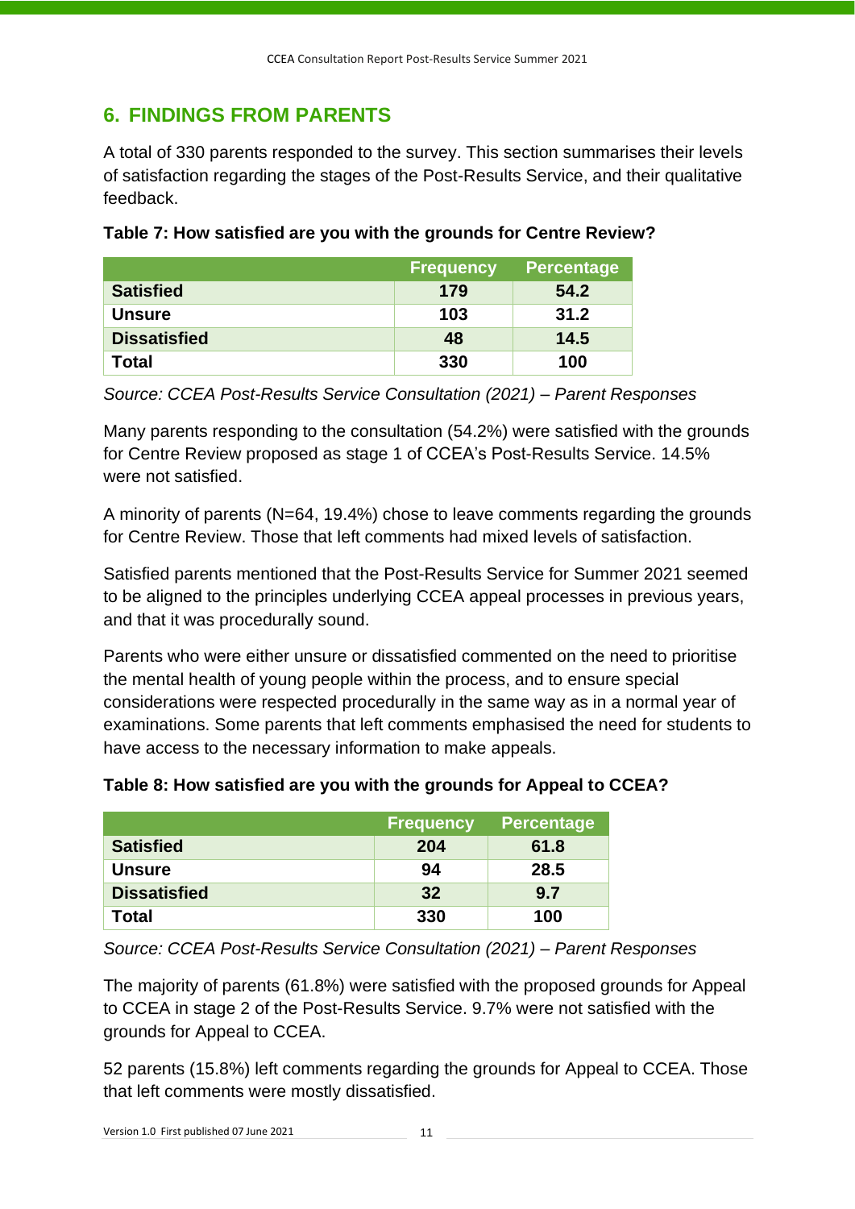## 6. FINDINGS FROM PARENTS

A total of 330 parents responded to the survey. This section summarises their levels of satisfaction regarding the stages of the Post-Results Service, and their qualitative feedback.

**Table 7: How satisfied are you with the grounds for Centre Review?**

| | Frequency | Percentage |
|---|---|---|
| **Satisfied** | 179 | 54.2 |
| **Unsure** | 103 | 31.2 |
| **Dissatisfied** | 48 | 14.5 |
| **Total** | 330 | 100 |

*Source: CCEA Post-Results Service Consultation (2021) – Parent Responses*

Many parents responding to the consultation (54.2%) were satisfied with the grounds for Centre Review proposed as stage 1 of CCEA's Post-Results Service. 14.5% were not satisfied.

A minority of parents (N=64, 19.4%) chose to leave comments regarding the grounds for Centre Review. Those that left comments had mixed levels of satisfaction.

Satisfied parents mentioned that the Post-Results Service for Summer 2021 seemed to be aligned to the principles underlying CCEA appeal processes in previous years, and that it was procedurally sound.

Parents who were either unsure or dissatisfied commented on the need to prioritise the mental health of young people within the process, and to ensure special considerations were respected procedurally in the same way as in a normal year of examinations. Some parents that left comments emphasised the need for students to have access to the necessary information to make appeals.

**Table 8: How satisfied are you with the grounds for Appeal to CCEA?**

| | Frequency | Percentage |
|---|---|---|
| **Satisfied** | 204 | 61.8 |
| **Unsure** | 94 | 28.5 |
| **Dissatisfied** | 32 | 9.7 |
| **Total** | 330 | 100 |

*Source: CCEA Post-Results Service Consultation (2021) – Parent Responses*

The majority of parents (61.8%) were satisfied with the proposed grounds for Appeal to CCEA in stage 2 of the Post-Results Service. 9.7% were not satisfied with the grounds for Appeal to CCEA.

52 parents (15.8%) left comments regarding the grounds for Appeal to CCEA. Those that left comments were mostly dissatisfied.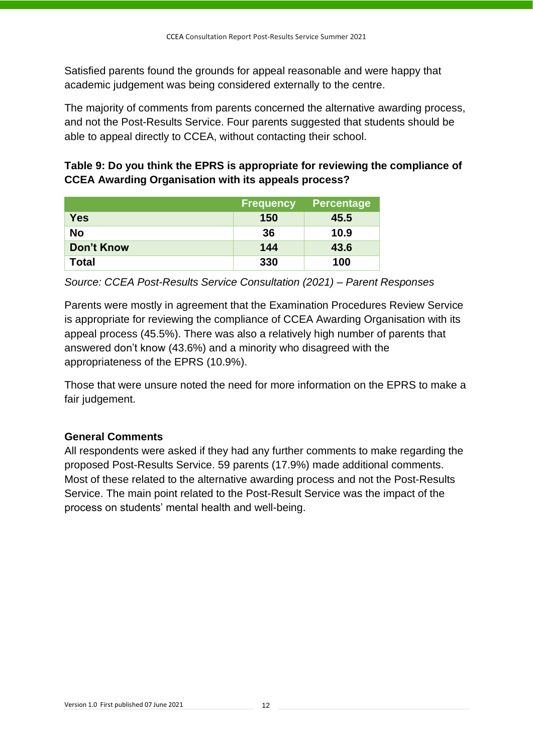Satisfied parents found the grounds for appeal reasonable and were happy that academic judgement was being considered externally to the centre.

The majority of comments from parents concerned the alternative awarding process, and not the Post-Results Service. Four parents suggested that students should be able to appeal directly to CCEA, without contacting their school.

**Table 9: Do you think the EPRS is appropriate for reviewing the compliance of CCEA Awarding Organisation with its appeals process?**

| | Frequency | Percentage |
|---|---|---|
| **Yes** | **150** | **45.5** |
| **No** | **36** | **10.9** |
| **Don't Know** | **144** | **43.6** |
| **Total** | **330** | **100** |

*Source: CCEA Post-Results Service Consultation (2021) – Parent Responses*

Parents were mostly in agreement that the Examination Procedures Review Service is appropriate for reviewing the compliance of CCEA Awarding Organisation with its appeal process (45.5%). There was also a relatively high number of parents that answered don't know (43.6%) and a minority who disagreed with the appropriateness of the EPRS (10.9%).

Those that were unsure noted the need for more information on the EPRS to make a fair judgement.

**General Comments**

All respondents were asked if they had any further comments to make regarding the proposed Post-Results Service. 59 parents (17.9%) made additional comments. Most of these related to the alternative awarding process and not the Post-Results Service. The main point related to the Post-Result Service was the impact of the process on students' mental health and well-being.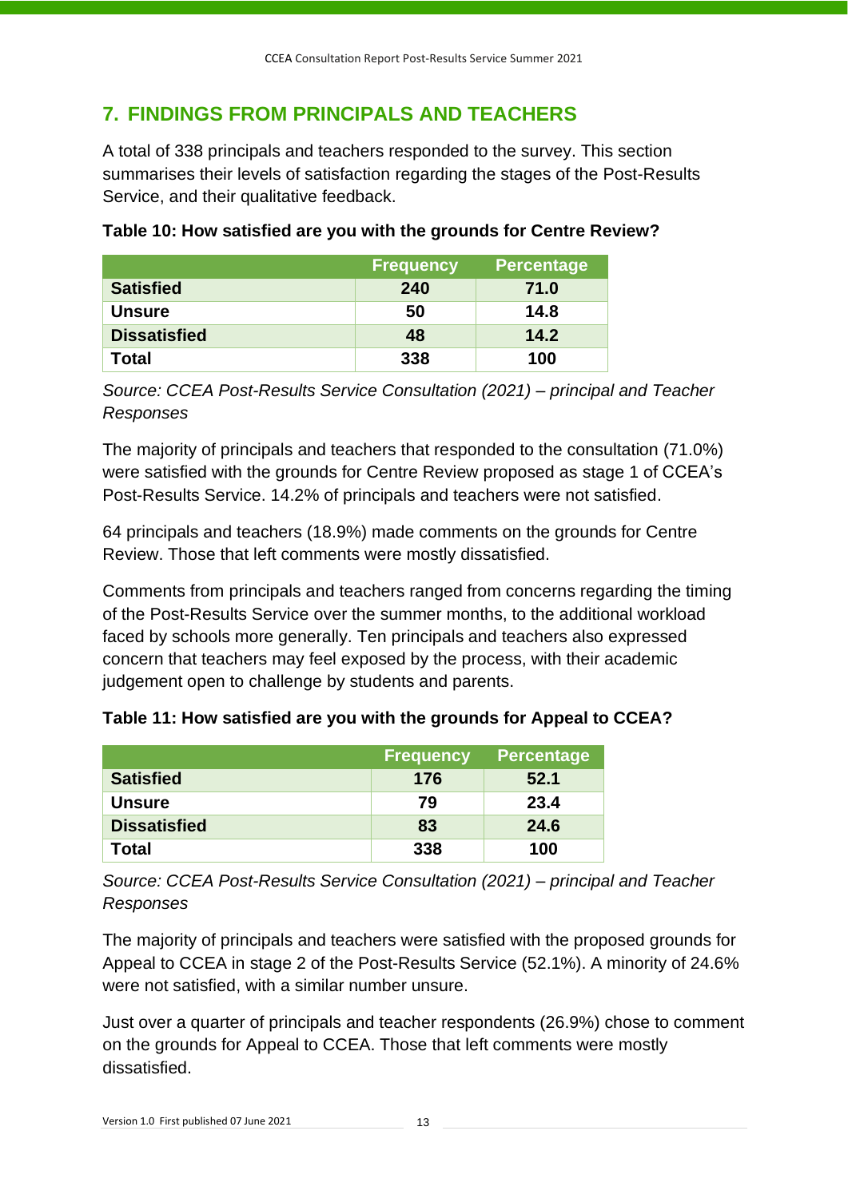## 7. FINDINGS FROM PRINCIPALS AND TEACHERS

A total of 338 principals and teachers responded to the survey. This section summarises their levels of satisfaction regarding the stages of the Post-Results Service, and their qualitative feedback.

**Table 10: How satisfied are you with the grounds for Centre Review?**

| | Frequency | Percentage |
|---|---|---|
| **Satisfied** | 240 | 71.0 |
| **Unsure** | 50 | 14.8 |
| **Dissatisfied** | 48 | 14.2 |
| **Total** | 338 | 100 |

*Source: CCEA Post-Results Service Consultation (2021) – principal and Teacher Responses*

The majority of principals and teachers that responded to the consultation (71.0%) were satisfied with the grounds for Centre Review proposed as stage 1 of CCEA's Post-Results Service. 14.2% of principals and teachers were not satisfied.

64 principals and teachers (18.9%) made comments on the grounds for Centre Review. Those that left comments were mostly dissatisfied.

Comments from principals and teachers ranged from concerns regarding the timing of the Post-Results Service over the summer months, to the additional workload faced by schools more generally. Ten principals and teachers also expressed concern that teachers may feel exposed by the process, with their academic judgement open to challenge by students and parents.

**Table 11: How satisfied are you with the grounds for Appeal to CCEA?**

| | Frequency | Percentage |
|---|---|---|
| **Satisfied** | 176 | 52.1 |
| **Unsure** | 79 | 23.4 |
| **Dissatisfied** | 83 | 24.6 |
| **Total** | 338 | 100 |

*Source: CCEA Post-Results Service Consultation (2021) – principal and Teacher Responses*

The majority of principals and teachers were satisfied with the proposed grounds for Appeal to CCEA in stage 2 of the Post-Results Service (52.1%). A minority of 24.6% were not satisfied, with a similar number unsure.

Just over a quarter of principals and teacher respondents (26.9%) chose to comment on the grounds for Appeal to CCEA. Those that left comments were mostly dissatisfied.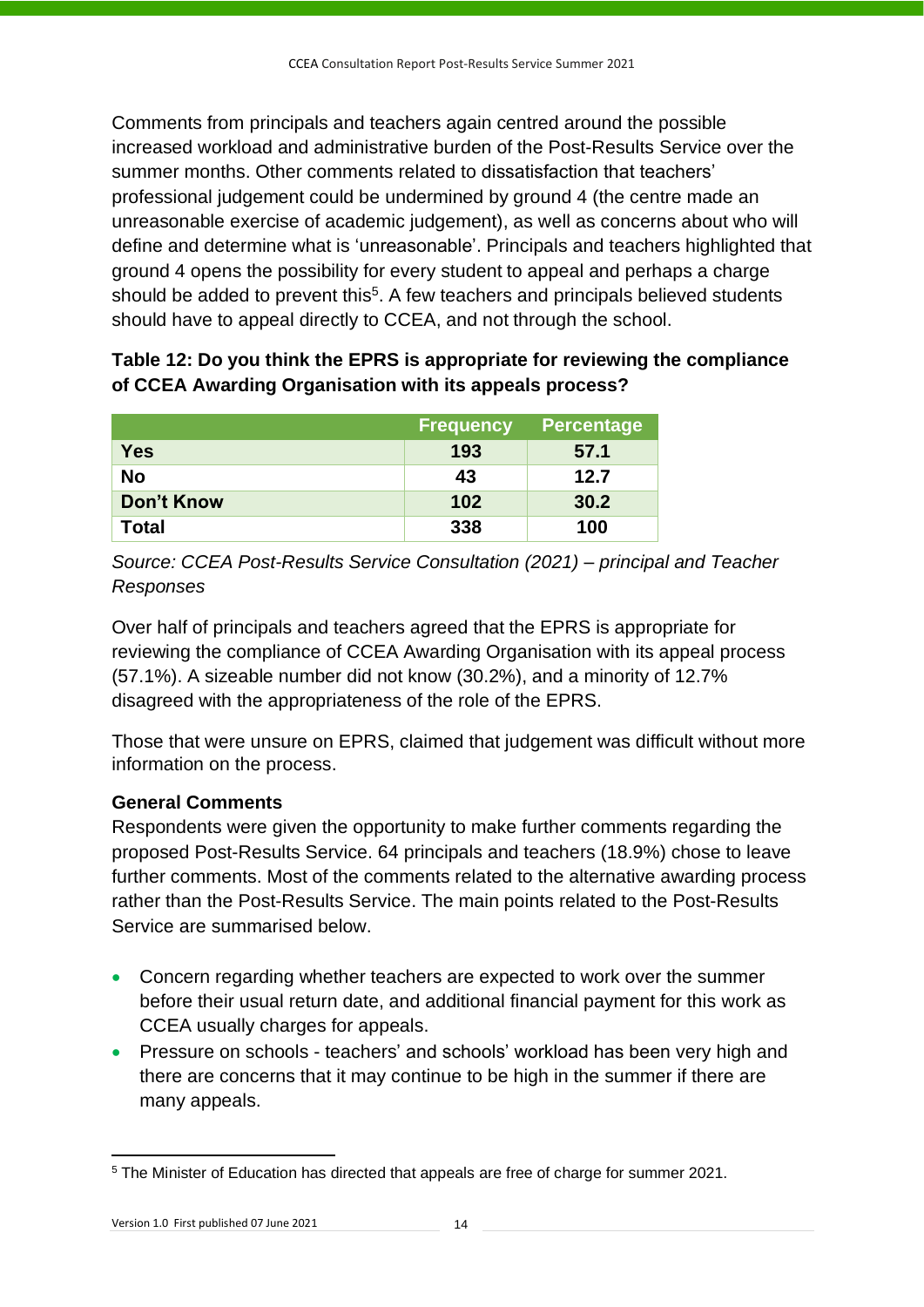Comments from principals and teachers again centred around the possible increased workload and administrative burden of the Post-Results Service over the summer months. Other comments related to dissatisfaction that teachers' professional judgement could be undermined by ground 4 (the centre made an unreasonable exercise of academic judgement), as well as concerns about who will define and determine what is 'unreasonable'. Principals and teachers highlighted that ground 4 opens the possibility for every student to appeal and perhaps a charge should be added to prevent this[5]. A few teachers and principals believed students should have to appeal directly to CCEA, and not through the school.

**Table 12: Do you think the EPRS is appropriate for reviewing the compliance of CCEA Awarding Organisation with its appeals process?**

| | Frequency | Percentage |
|---|---|---|
| **Yes** | 193 | 57.1 |
| **No** | 43 | 12.7 |
| **Don't Know** | 102 | 30.2 |
| **Total** | 338 | 100 |

*Source: CCEA Post-Results Service Consultation (2021) – principal and Teacher Responses*

Over half of principals and teachers agreed that the EPRS is appropriate for reviewing the compliance of CCEA Awarding Organisation with its appeal process (57.1%). A sizeable number did not know (30.2%), and a minority of 12.7% disagreed with the appropriateness of the role of the EPRS.

Those that were unsure on EPRS, claimed that judgement was difficult without more information on the process.

**General Comments**

Respondents were given the opportunity to make further comments regarding the proposed Post-Results Service. 64 principals and teachers (18.9%) chose to leave further comments. Most of the comments related to the alternative awarding process rather than the Post-Results Service. The main points related to the Post-Results Service are summarised below.

- Concern regarding whether teachers are expected to work over the summer before their usual return date, and additional financial payment for this work as CCEA usually charges for appeals.
- Pressure on schools - teachers' and schools' workload has been very high and there are concerns that it may continue to be high in the summer if there are many appeals.

[5] The Minister of Education has directed that appeals are free of charge for summer 2021.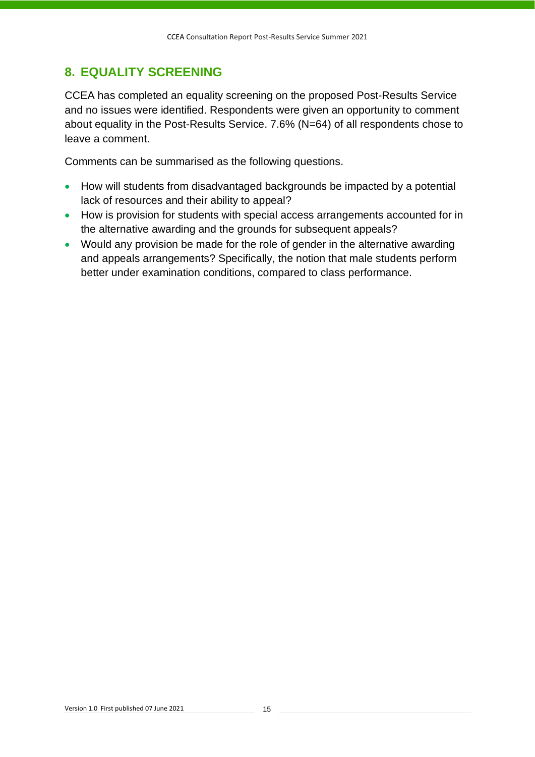## 8. EQUALITY SCREENING

CCEA has completed an equality screening on the proposed Post-Results Service and no issues were identified. Respondents were given an opportunity to comment about equality in the Post-Results Service. 7.6% (N=64) of all respondents chose to leave a comment.

Comments can be summarised as the following questions.

- How will students from disadvantaged backgrounds be impacted by a potential lack of resources and their ability to appeal?
- How is provision for students with special access arrangements accounted for in the alternative awarding and the grounds for subsequent appeals?
- Would any provision be made for the role of gender in the alternative awarding and appeals arrangements? Specifically, the notion that male students perform better under examination conditions, compared to class performance.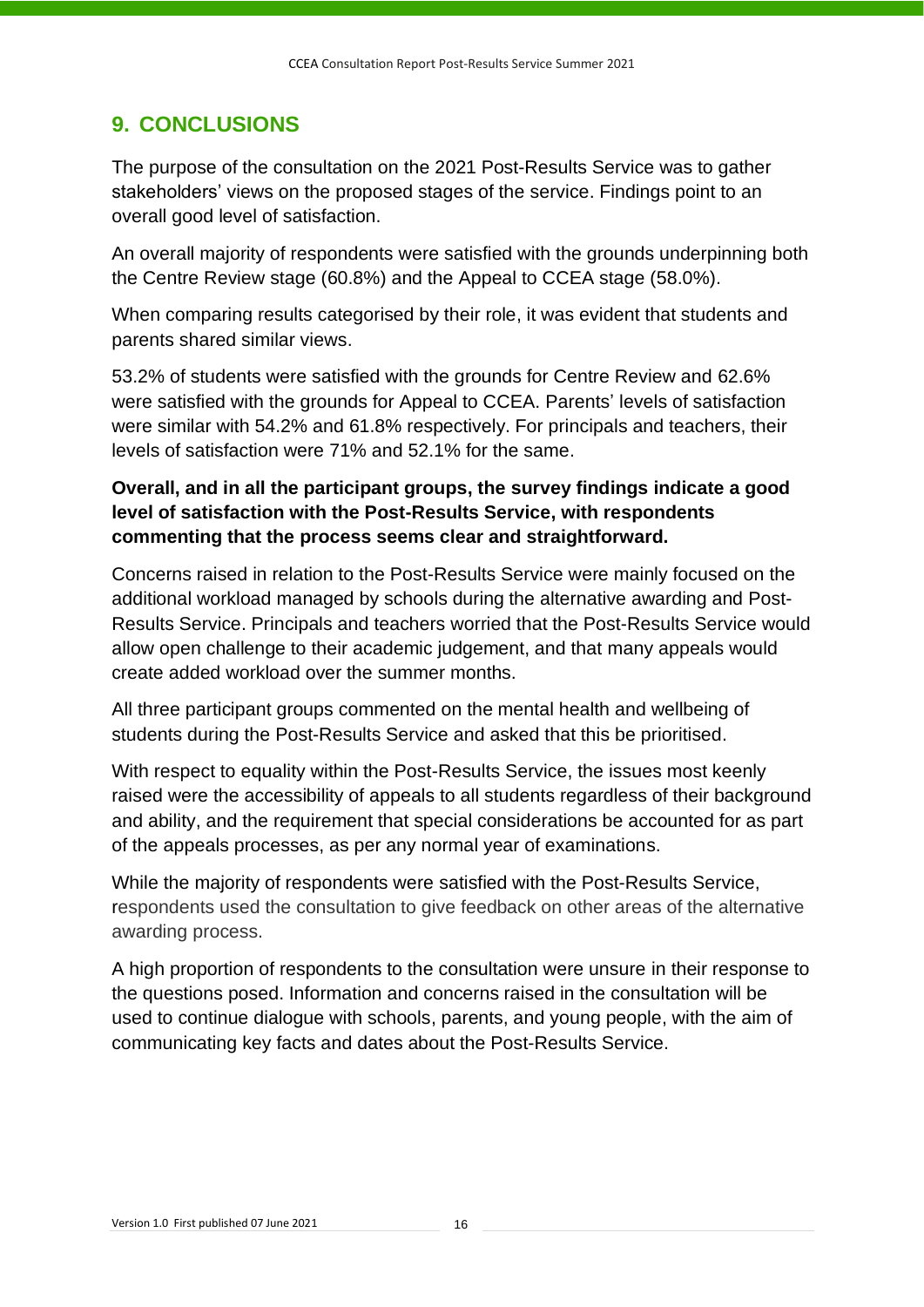## 9. CONCLUSIONS

The purpose of the consultation on the 2021 Post-Results Service was to gather stakeholders' views on the proposed stages of the service. Findings point to an overall good level of satisfaction.

An overall majority of respondents were satisfied with the grounds underpinning both the Centre Review stage (60.8%) and the Appeal to CCEA stage (58.0%).

When comparing results categorised by their role, it was evident that students and parents shared similar views.

53.2% of students were satisfied with the grounds for Centre Review and 62.6% were satisfied with the grounds for Appeal to CCEA. Parents' levels of satisfaction were similar with 54.2% and 61.8% respectively. For principals and teachers, their levels of satisfaction were 71% and 52.1% for the same.

**Overall, and in all the participant groups, the survey findings indicate a good level of satisfaction with the Post-Results Service, with respondents commenting that the process seems clear and straightforward.**

Concerns raised in relation to the Post-Results Service were mainly focused on the additional workload managed by schools during the alternative awarding and Post-Results Service. Principals and teachers worried that the Post-Results Service would allow open challenge to their academic judgement, and that many appeals would create added workload over the summer months.

All three participant groups commented on the mental health and wellbeing of students during the Post-Results Service and asked that this be prioritised.

With respect to equality within the Post-Results Service, the issues most keenly raised were the accessibility of appeals to all students regardless of their background and ability, and the requirement that special considerations be accounted for as part of the appeals processes, as per any normal year of examinations.

While the majority of respondents were satisfied with the Post-Results Service, respondents used the consultation to give feedback on other areas of the alternative awarding process.

A high proportion of respondents to the consultation were unsure in their response to the questions posed. Information and concerns raised in the consultation will be used to continue dialogue with schools, parents, and young people, with the aim of communicating key facts and dates about the Post-Results Service.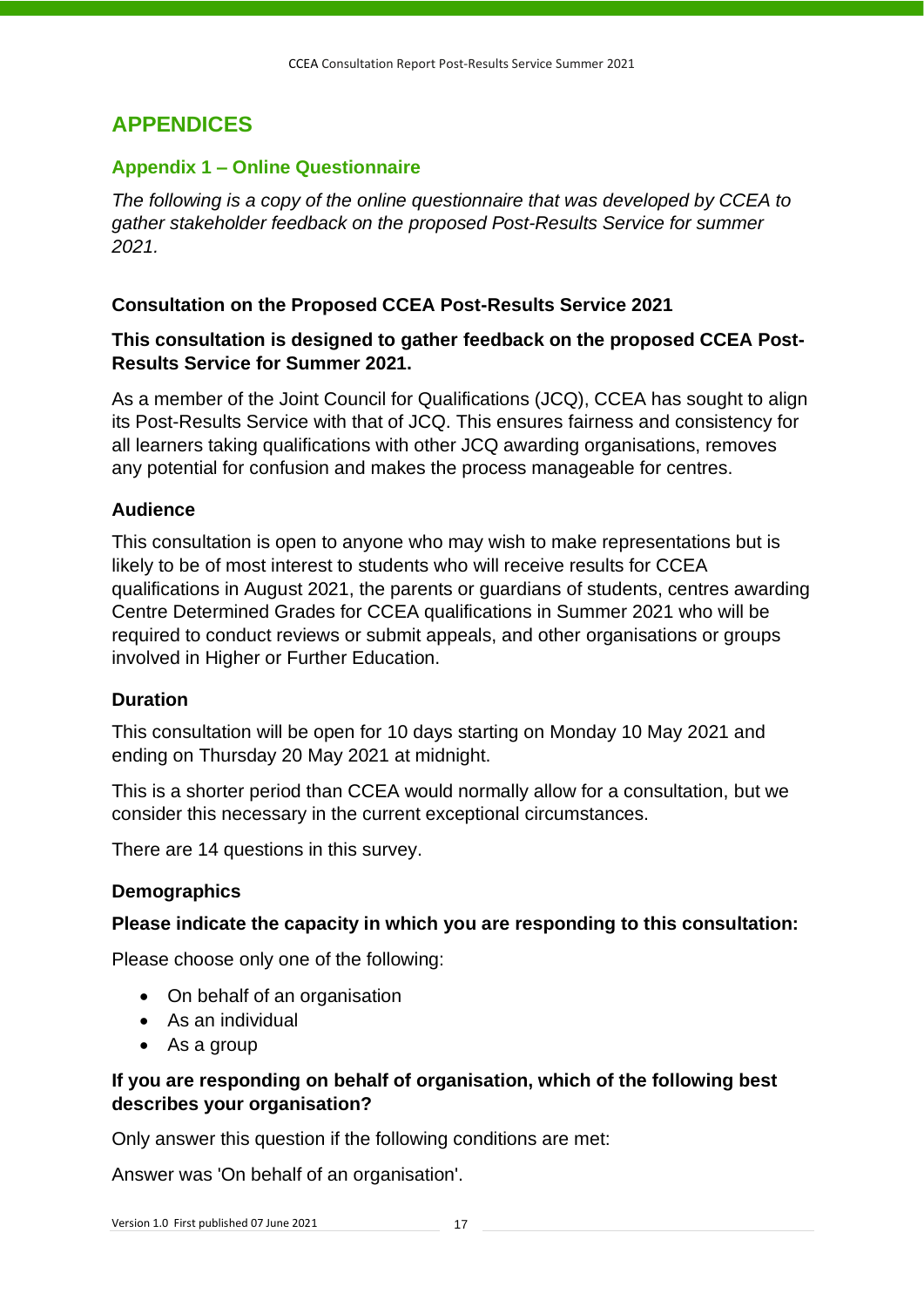# APPENDICES

## Appendix 1 – Online Questionnaire

*The following is a copy of the online questionnaire that was developed by CCEA to gather stakeholder feedback on the proposed Post-Results Service for summer 2021.*

**Consultation on the Proposed CCEA Post-Results Service 2021**

**This consultation is designed to gather feedback on the proposed CCEA Post-Results Service for Summer 2021.**

As a member of the Joint Council for Qualifications (JCQ), CCEA has sought to align its Post-Results Service with that of JCQ. This ensures fairness and consistency for all learners taking qualifications with other JCQ awarding organisations, removes any potential for confusion and makes the process manageable for centres.

**Audience**

This consultation is open to anyone who may wish to make representations but is likely to be of most interest to students who will receive results for CCEA qualifications in August 2021, the parents or guardians of students, centres awarding Centre Determined Grades for CCEA qualifications in Summer 2021 who will be required to conduct reviews or submit appeals, and other organisations or groups involved in Higher or Further Education.

**Duration**

This consultation will be open for 10 days starting on Monday 10 May 2021 and ending on Thursday 20 May 2021 at midnight.

This is a shorter period than CCEA would normally allow for a consultation, but we consider this necessary in the current exceptional circumstances.

There are 14 questions in this survey.

**Demographics**

**Please indicate the capacity in which you are responding to this consultation:**

Please choose only one of the following:

- On behalf of an organisation
- As an individual
- As a group

**If you are responding on behalf of organisation, which of the following best describes your organisation?**

Only answer this question if the following conditions are met:

Answer was 'On behalf of an organisation'.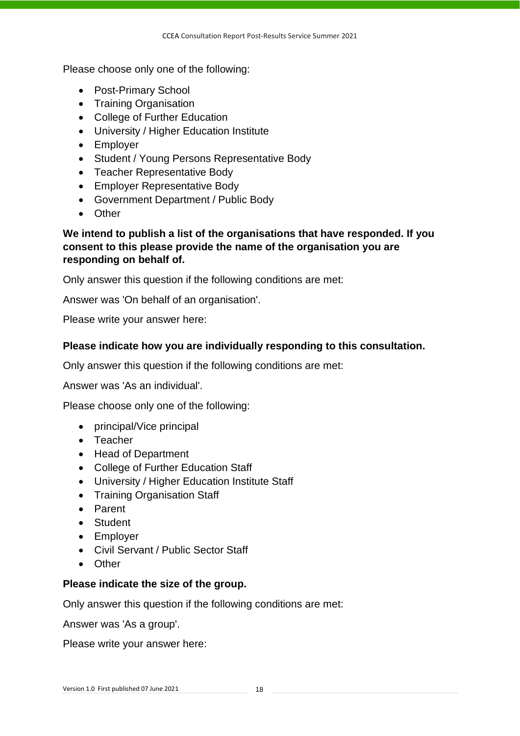Please choose only one of the following:

- Post-Primary School
- Training Organisation
- College of Further Education
- University / Higher Education Institute
- Employer
- Student / Young Persons Representative Body
- Teacher Representative Body
- Employer Representative Body
- Government Department / Public Body
- Other

**We intend to publish a list of the organisations that have responded. If you consent to this please provide the name of the organisation you are responding on behalf of.**

Only answer this question if the following conditions are met:

Answer was 'On behalf of an organisation'.

Please write your answer here:

**Please indicate how you are individually responding to this consultation.**

Only answer this question if the following conditions are met:

Answer was 'As an individual'.

Please choose only one of the following:

- principal/Vice principal
- Teacher
- Head of Department
- College of Further Education Staff
- University / Higher Education Institute Staff
- Training Organisation Staff
- Parent
- Student
- Employer
- Civil Servant / Public Sector Staff
- Other

**Please indicate the size of the group.**

Only answer this question if the following conditions are met:

Answer was 'As a group'.

Please write your answer here: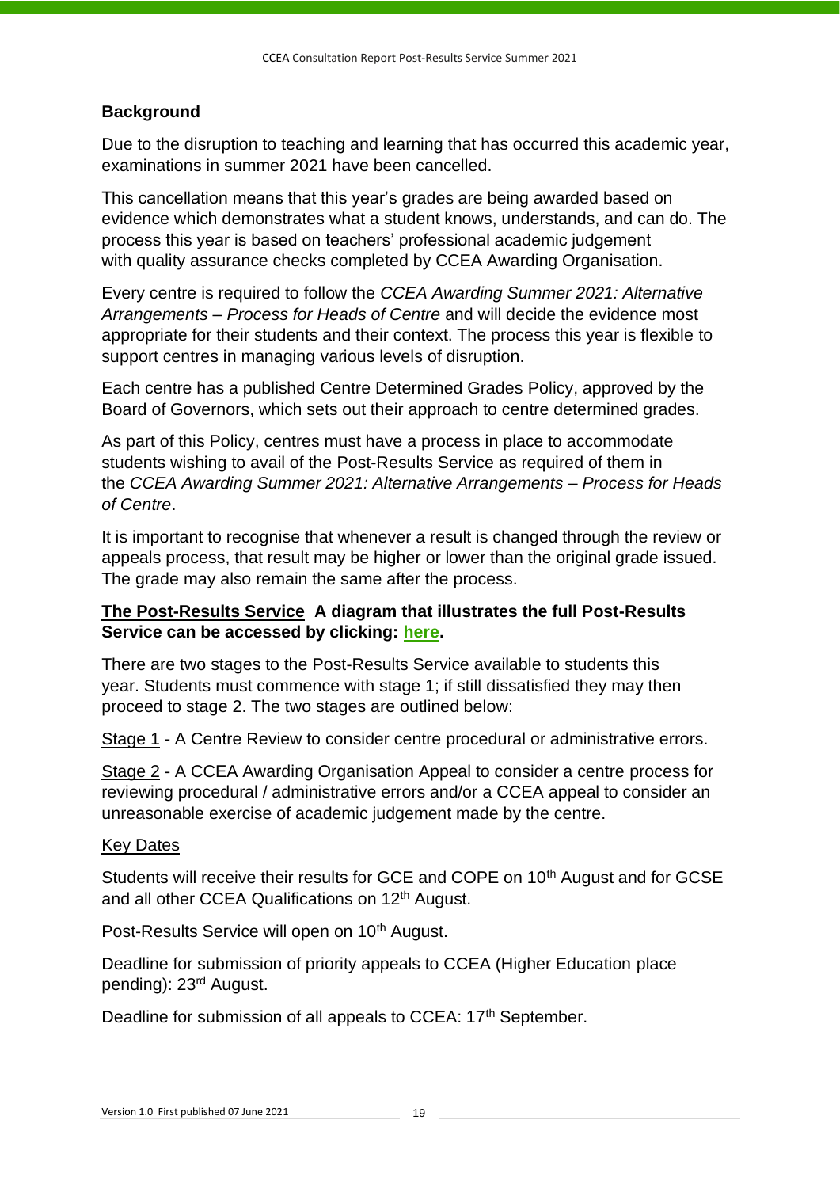## Background

Due to the disruption to teaching and learning that has occurred this academic year, examinations in summer 2021 have been cancelled.

This cancellation means that this year's grades are being awarded based on evidence which demonstrates what a student knows, understands, and can do. The process this year is based on teachers' professional academic judgement with quality assurance checks completed by CCEA Awarding Organisation.

Every centre is required to follow the *CCEA Awarding Summer 2021: Alternative Arrangements – Process for Heads of Centre* and will decide the evidence most appropriate for their students and their context. The process this year is flexible to support centres in managing various levels of disruption.

Each centre has a published Centre Determined Grades Policy, approved by the Board of Governors, which sets out their approach to centre determined grades.

As part of this Policy, centres must have a process in place to accommodate students wishing to avail of the Post-Results Service as required of them in the *CCEA Awarding Summer 2021: Alternative Arrangements – Process for Heads of Centre*.

It is important to recognise that whenever a result is changed through the review or appeals process, that result may be higher or lower than the original grade issued. The grade may also remain the same after the process.

**The Post-Results Service A diagram that illustrates the full Post-Results Service can be accessed by clicking: here.**

There are two stages to the Post-Results Service available to students this year. Students must commence with stage 1; if still dissatisfied they may then proceed to stage 2. The two stages are outlined below:

Stage 1 - A Centre Review to consider centre procedural or administrative errors.

Stage 2 - A CCEA Awarding Organisation Appeal to consider a centre process for reviewing procedural / administrative errors and/or a CCEA appeal to consider an unreasonable exercise of academic judgement made by the centre.

Key Dates

Students will receive their results for GCE and COPE on 10th August and for GCSE and all other CCEA Qualifications on 12th August.

Post-Results Service will open on 10th August.

Deadline for submission of priority appeals to CCEA (Higher Education place pending): 23rd August.

Deadline for submission of all appeals to CCEA: 17th September.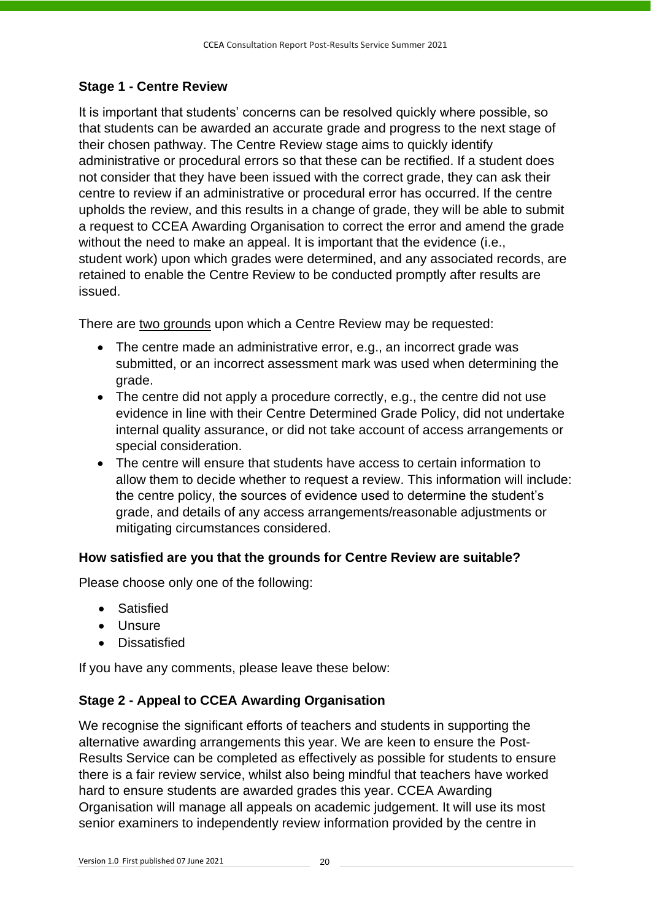## Stage 1 - Centre Review

It is important that students' concerns can be resolved quickly where possible, so that students can be awarded an accurate grade and progress to the next stage of their chosen pathway. The Centre Review stage aims to quickly identify administrative or procedural errors so that these can be rectified. If a student does not consider that they have been issued with the correct grade, they can ask their centre to review if an administrative or procedural error has occurred. If the centre upholds the review, and this results in a change of grade, they will be able to submit a request to CCEA Awarding Organisation to correct the error and amend the grade without the need to make an appeal. It is important that the evidence (i.e., student work) upon which grades were determined, and any associated records, are retained to enable the Centre Review to be conducted promptly after results are issued.

There are <u>two grounds</u> upon which a Centre Review may be requested:

- The centre made an administrative error, e.g., an incorrect grade was submitted, or an incorrect assessment mark was used when determining the grade.
- The centre did not apply a procedure correctly, e.g., the centre did not use evidence in line with their Centre Determined Grade Policy, did not undertake internal quality assurance, or did not take account of access arrangements or special consideration.
- The centre will ensure that students have access to certain information to allow them to decide whether to request a review. This information will include: the centre policy, the sources of evidence used to determine the student's grade, and details of any access arrangements/reasonable adjustments or mitigating circumstances considered.

**How satisfied are you that the grounds for Centre Review are suitable?**

Please choose only one of the following:

- Satisfied
- Unsure
- Dissatisfied

If you have any comments, please leave these below:

## Stage 2 - Appeal to CCEA Awarding Organisation

We recognise the significant efforts of teachers and students in supporting the alternative awarding arrangements this year. We are keen to ensure the Post-Results Service can be completed as effectively as possible for students to ensure there is a fair review service, whilst also being mindful that teachers have worked hard to ensure students are awarded grades this year. CCEA Awarding Organisation will manage all appeals on academic judgement. It will use its most senior examiners to independently review information provided by the centre in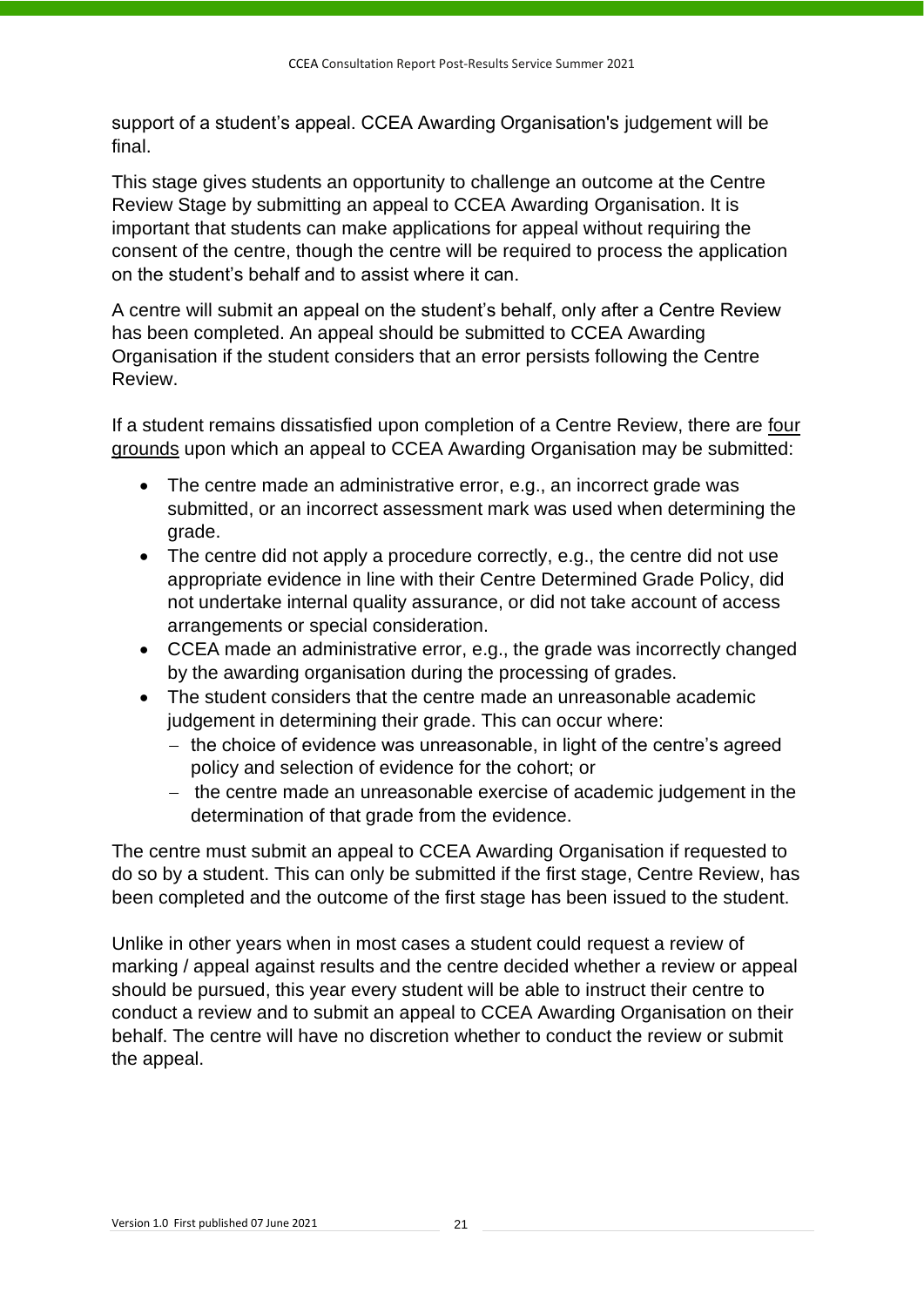support of a student's appeal. CCEA Awarding Organisation's judgement will be final.

This stage gives students an opportunity to challenge an outcome at the Centre Review Stage by submitting an appeal to CCEA Awarding Organisation. It is important that students can make applications for appeal without requiring the consent of the centre, though the centre will be required to process the application on the student's behalf and to assist where it can.

A centre will submit an appeal on the student's behalf, only after a Centre Review has been completed. An appeal should be submitted to CCEA Awarding Organisation if the student considers that an error persists following the Centre Review.

If a student remains dissatisfied upon completion of a Centre Review, there are four grounds upon which an appeal to CCEA Awarding Organisation may be submitted:

- The centre made an administrative error, e.g., an incorrect grade was submitted, or an incorrect assessment mark was used when determining the grade.
- The centre did not apply a procedure correctly, e.g., the centre did not use appropriate evidence in line with their Centre Determined Grade Policy, did not undertake internal quality assurance, or did not take account of access arrangements or special consideration.
- CCEA made an administrative error, e.g., the grade was incorrectly changed by the awarding organisation during the processing of grades.
- The student considers that the centre made an unreasonable academic judgement in determining their grade. This can occur where:
  - the choice of evidence was unreasonable, in light of the centre's agreed policy and selection of evidence for the cohort; or
  - the centre made an unreasonable exercise of academic judgement in the determination of that grade from the evidence.

The centre must submit an appeal to CCEA Awarding Organisation if requested to do so by a student. This can only be submitted if the first stage, Centre Review, has been completed and the outcome of the first stage has been issued to the student.

Unlike in other years when in most cases a student could request a review of marking / appeal against results and the centre decided whether a review or appeal should be pursued, this year every student will be able to instruct their centre to conduct a review and to submit an appeal to CCEA Awarding Organisation on their behalf. The centre will have no discretion whether to conduct the review or submit the appeal.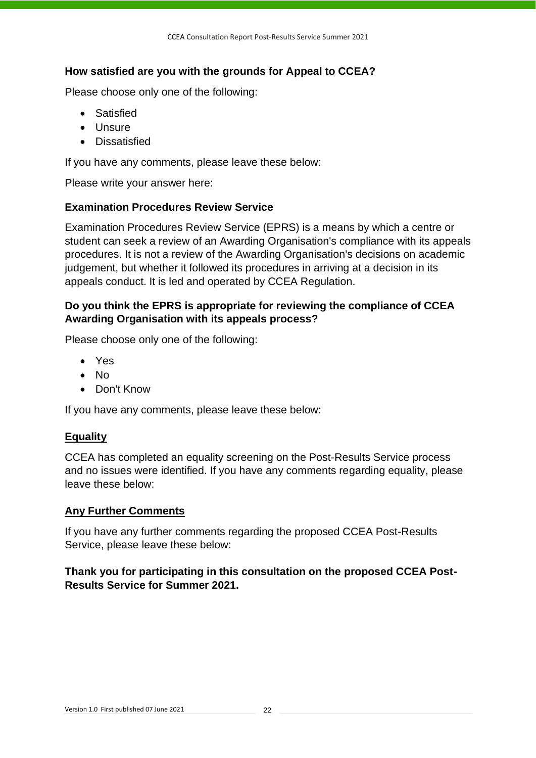**How satisfied are you with the grounds for Appeal to CCEA?**

Please choose only one of the following:

- Satisfied
- Unsure
- Dissatisfied

If you have any comments, please leave these below:

Please write your answer here:

**Examination Procedures Review Service**

Examination Procedures Review Service (EPRS) is a means by which a centre or student can seek a review of an Awarding Organisation's compliance with its appeals procedures. It is not a review of the Awarding Organisation's decisions on academic judgement, but whether it followed its procedures in arriving at a decision in its appeals conduct. It is led and operated by CCEA Regulation.

**Do you think the EPRS is appropriate for reviewing the compliance of CCEA Awarding Organisation with its appeals process?**

Please choose only one of the following:

- Yes
- No
- Don't Know

If you have any comments, please leave these below:

**<u>Equality</u>**

CCEA has completed an equality screening on the Post-Results Service process and no issues were identified. If you have any comments regarding equality, please leave these below:

**<u>Any Further Comments</u>**

If you have any further comments regarding the proposed CCEA Post-Results Service, please leave these below:

**Thank you for participating in this consultation on the proposed CCEA Post-Results Service for Summer 2021.**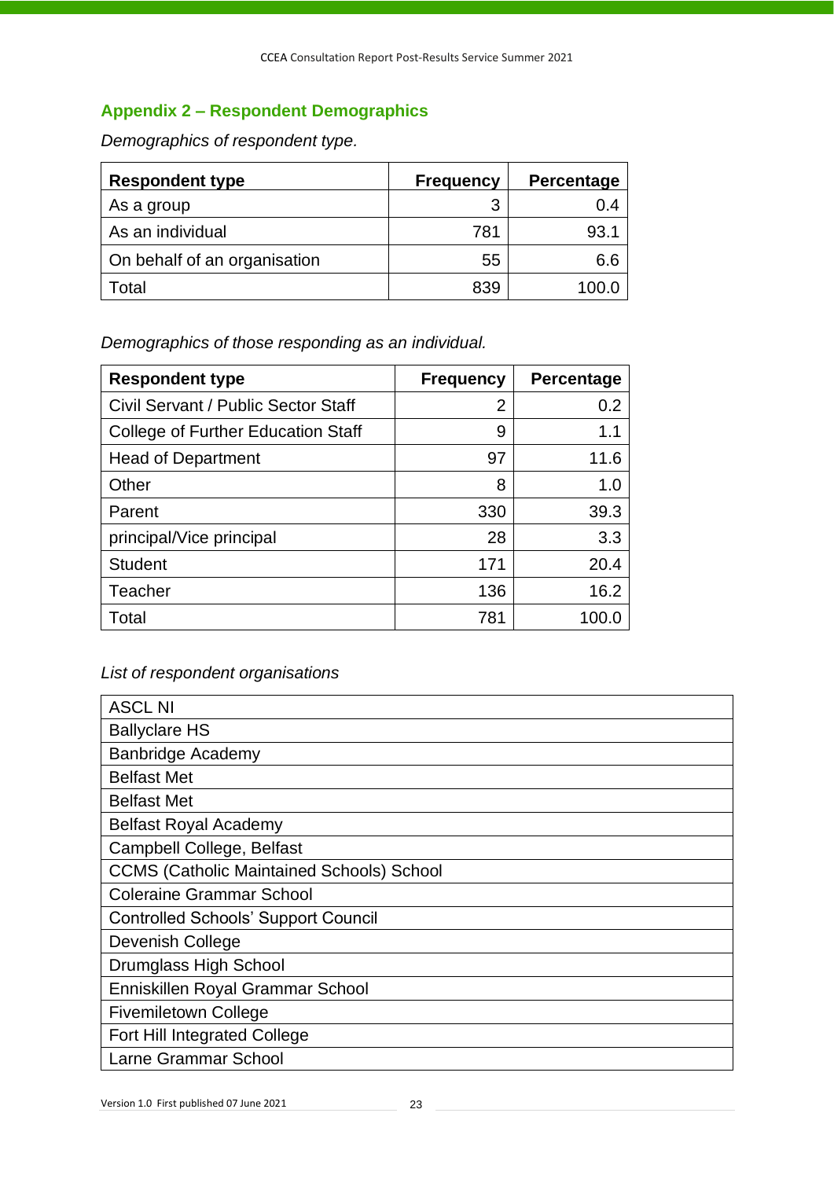## Appendix 2 – Respondent Demographics

*Demographics of respondent type.*

| Respondent type | Frequency | Percentage |
|---|---|---|
| As a group | 3 | 0.4 |
| As an individual | 781 | 93.1 |
| On behalf of an organisation | 55 | 6.6 |
| Total | 839 | 100.0 |

*Demographics of those responding as an individual.*

| Respondent type | Frequency | Percentage |
|---|---|---|
| Civil Servant / Public Sector Staff | 2 | 0.2 |
| College of Further Education Staff | 9 | 1.1 |
| Head of Department | 97 | 11.6 |
| Other | 8 | 1.0 |
| Parent | 330 | 39.3 |
| principal/Vice principal | 28 | 3.3 |
| Student | 171 | 20.4 |
| Teacher | 136 | 16.2 |
| Total | 781 | 100.0 |

*List of respondent organisations*

| |
|---|
| ASCL NI |
| Ballyclare HS |
| Banbridge Academy |
| Belfast Met |
| Belfast Met |
| Belfast Royal Academy |
| Campbell College, Belfast |
| CCMS (Catholic Maintained Schools) School |
| Coleraine Grammar School |
| Controlled Schools' Support Council |
| Devenish College |
| Drumglass High School |
| Enniskillen Royal Grammar School |
| Fivemiletown College |
| Fort Hill Integrated College |
| Larne Grammar School |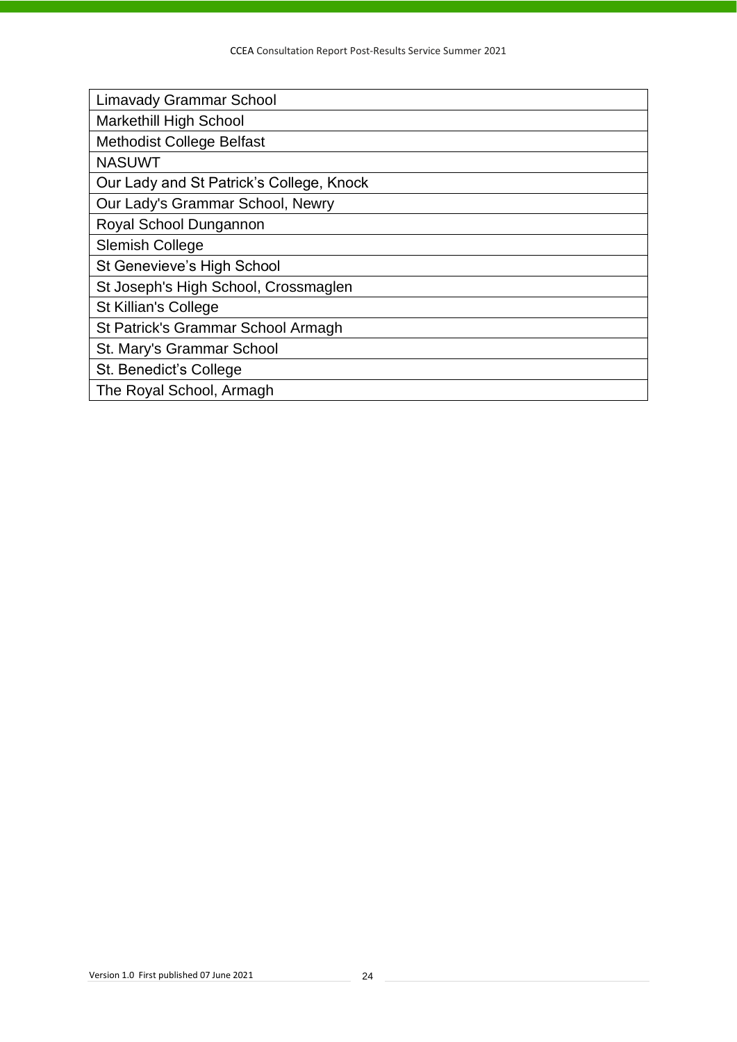| Limavady Grammar School |
| --- |
| Markethill High School |
| Methodist College Belfast |
| NASUWT |
| Our Lady and St Patrick's College, Knock |
| Our Lady's Grammar School, Newry |
| Royal School Dungannon |
| Slemish College |
| St Genevieve's High School |
| St Joseph's High School, Crossmaglen |
| St Killian's College |
| St Patrick's Grammar School Armagh |
| St. Mary's Grammar School |
| St. Benedict's College |
| The Royal School, Armagh |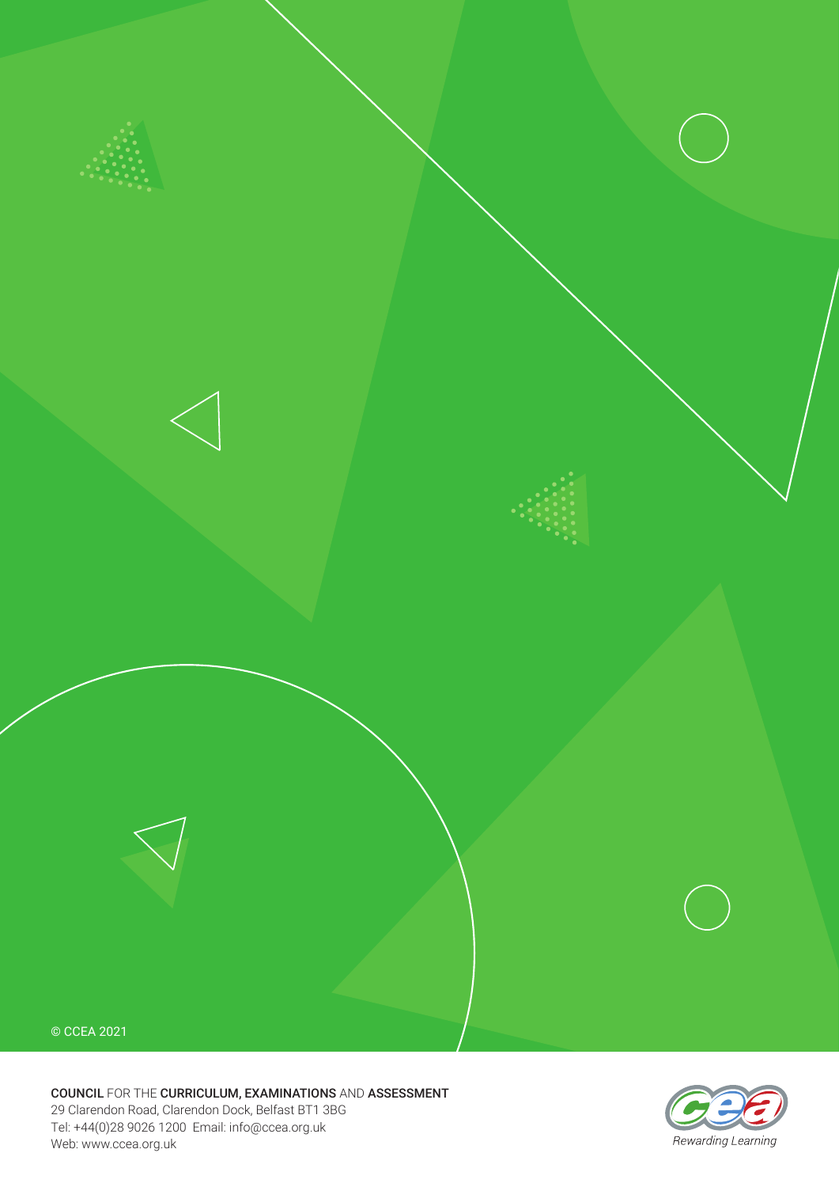© CCEA 2021

**COUNCIL** FOR THE **CURRICULUM, EXAMINATIONS** AND **ASSESSMENT**
29 Clarendon Road, Clarendon Dock, Belfast BT1 3BG
Tel: +44(0)28 9026 1200 Email: info@ccea.org.uk
Web: www.ccea.org.uk

*Rewarding Learning*